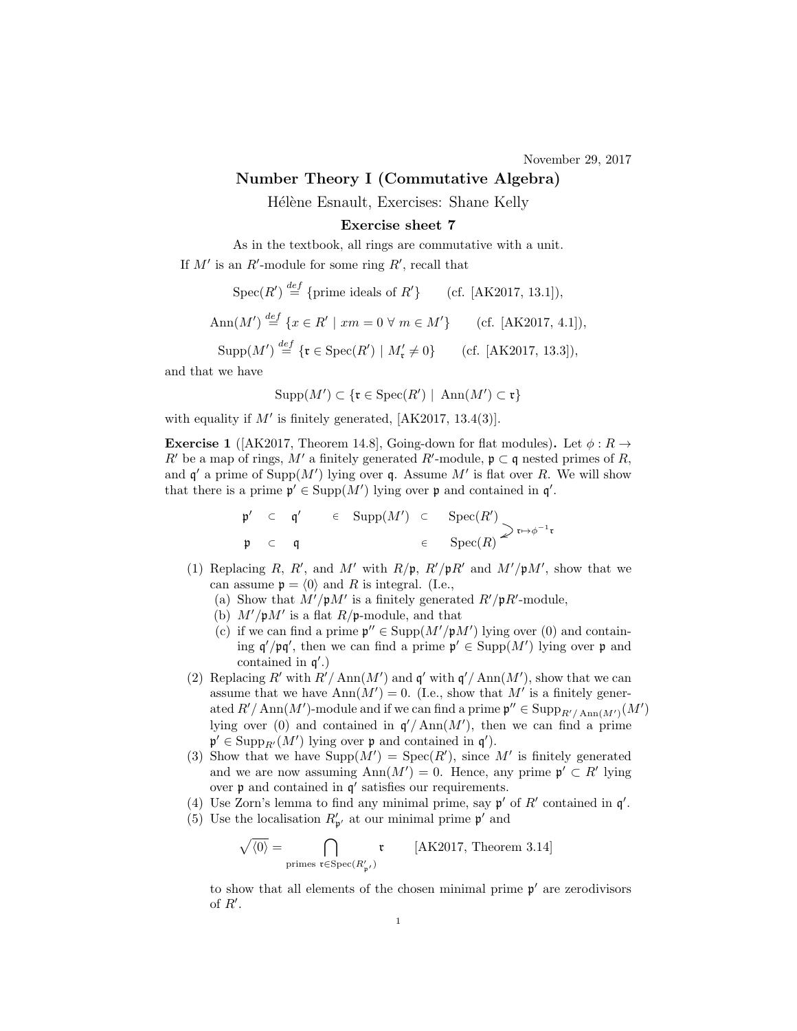November 29, 2017

# Number Theory I (Commutative Algebra)

Hélène Esnault, Exercises: Shane Kelly

## Exercise sheet 7

As in the textbook, all rings are commutative with a unit.

If $M'$ is an $R'$-module for some ring $R'$, recall that

$$\operatorname{Spec}(R') \stackrel{def}{=} \{\text{prime ideals of } R'\} \qquad \text{(cf. [AK2017, 13.1])},$$

$$\operatorname{Ann}(M') \stackrel{def}{=} \{x \in R' \mid xm = 0 \ \forall \ m \in M'\} \qquad \text{(cf. [AK2017, 4.1])},$$

$$\operatorname{Supp}(M') \stackrel{def}{=} \{\mathfrak{r} \in \operatorname{Spec}(R') \mid M'_{\mathfrak{r}} \neq 0\} \qquad \text{(cf. [AK2017, 13.3])},$$

and that we have

$$\operatorname{Supp}(M') \subset \{\mathfrak{r} \in \operatorname{Spec}(R') \mid \operatorname{Ann}(M') \subset \mathfrak{r}\}$$

with equality if $M'$ is finitely generated, [AK2017, 13.4(3)].

**Exercise 1** ([AK2017, Theorem 14.8], Going-down for flat modules)**.** Let $\phi : R \to R'$ be a map of rings, $M'$ a finitely generated $R'$-module, $\mathfrak{p} \subset \mathfrak{q}$ nested primes of $R$, and $\mathfrak{q}'$ a prime of $\operatorname{Supp}(M')$ lying over $\mathfrak{q}$. Assume $M'$ is flat over $R$. We will show that there is a prime $\mathfrak{p}' \in \operatorname{Supp}(M')$ lying over $\mathfrak{p}$ and contained in $\mathfrak{q}'$.

$$\begin{array}{ccccccc} \mathfrak{p}' & \subset & \mathfrak{q}' & \in & \operatorname{Supp}(M') & \subset & \operatorname{Spec}(R') \\ & & & & & & \downarrow \scriptstyle{\mathfrak{r} \mapsto \phi^{-1}\mathfrak{r}} \\ \mathfrak{p} & \subset & \mathfrak{q} & & & \in & \operatorname{Spec}(R) \end{array}$$

1. Replacing $R$, $R'$, and $M'$ with $R/\mathfrak{p}$, $R'/\mathfrak{p}R'$ and $M'/\mathfrak{p}M'$, show that we can assume $\mathfrak{p} = \langle 0 \rangle$ and $R$ is integral. (I.e.,
   (a) Show that $M'/\mathfrak{p}M'$ is a finitely generated $R'/\mathfrak{p}R'$-module,
   (b) $M'/\mathfrak{p}M'$ is a flat $R/\mathfrak{p}$-module, and that
   (c) if we can find a prime $\mathfrak{p}'' \in \operatorname{Supp}(M'/\mathfrak{p}M')$ lying over (0) and containing $\mathfrak{q}'/\mathfrak{p}\mathfrak{q}'$, then we can find a prime $\mathfrak{p}' \in \operatorname{Supp}(M')$ lying over $\mathfrak{p}$ and contained in $\mathfrak{q}'$.)
2. Replacing $R'$ with $R'/\operatorname{Ann}(M')$ and $\mathfrak{q}'$ with $\mathfrak{q}'/\operatorname{Ann}(M')$, show that we can assume that we have $\operatorname{Ann}(M') = 0$. (I.e., show that $M'$ is a finitely generated $R'/\operatorname{Ann}(M')$-module and if we can find a prime $\mathfrak{p}'' \in \operatorname{Supp}_{R'/\operatorname{Ann}(M')}(M')$ lying over (0) and contained in $\mathfrak{q}'/\operatorname{Ann}(M')$, then we can find a prime $\mathfrak{p}' \in \operatorname{Supp}_{R'}(M')$ lying over $\mathfrak{p}$ and contained in $\mathfrak{q}'$).
3. Show that we have $\operatorname{Supp}(M') = \operatorname{Spec}(R')$, since $M'$ is finitely generated and we are now assuming $\operatorname{Ann}(M') = 0$. Hence, any prime $\mathfrak{p}' \subset R'$ lying over $\mathfrak{p}$ and contained in $\mathfrak{q}'$ satisfies our requirements.
4. Use Zorn's lemma to find any minimal prime, say $\mathfrak{p}'$ of $R'$ contained in $\mathfrak{q}'$.
5. Use the localisation $R'_{\mathfrak{p}'}$ at our minimal prime $\mathfrak{p}'$ and

   $$\sqrt{\langle 0 \rangle} = \bigcap_{\text{primes } \mathfrak{r} \in \operatorname{Spec}(R'_{\mathfrak{p}'})} \mathfrak{r} \qquad \text{[AK2017, Theorem 3.14]}$$

   to show that all elements of the chosen minimal prime $\mathfrak{p}'$ are zerodivisors of $R'$.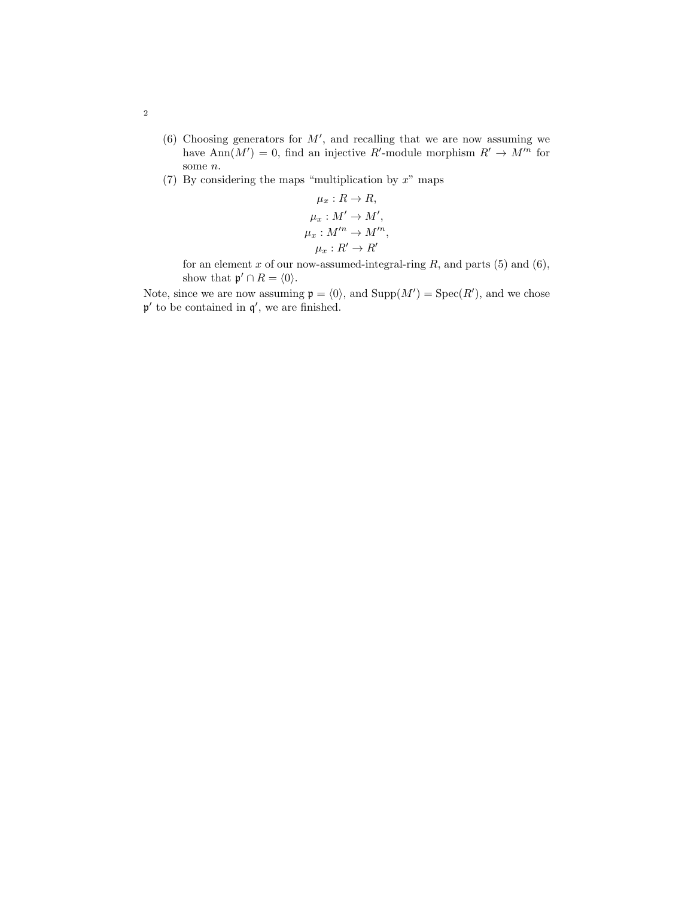(6) Choosing generators for $M'$, and recalling that we are now assuming we have $\mathrm{Ann}(M') = 0$, find an injective $R'$-module morphism $R' \to M'^n$ for some $n$.

(7) By considering the maps "multiplication by $x$" maps

$$
\begin{aligned}
\mu_x &: R \to R, \\
\mu_x &: M' \to M', \\
\mu_x &: M'^n \to M'^n, \\
\mu_x &: R' \to R'
\end{aligned}
$$

for an element $x$ of our now-assumed-integral-ring $R$, and parts (5) and (6), show that $\mathfrak{p}' \cap R = \langle 0 \rangle$.

Note, since we are now assuming $\mathfrak{p} = \langle 0 \rangle$, and $\mathrm{Supp}(M') = \mathrm{Spec}(R')$, and we chose $\mathfrak{p}'$ to be contained in $\mathfrak{q}'$, we are finished.